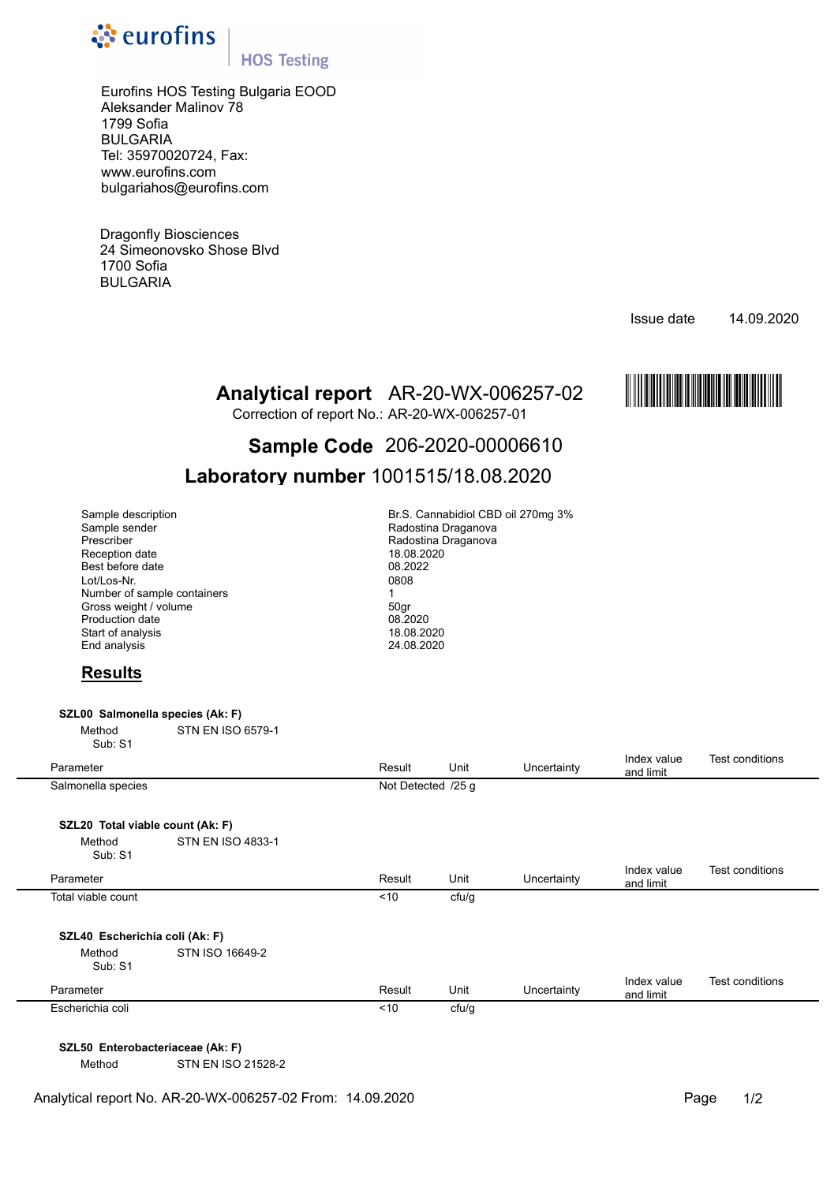eurofins | HOS Testing

Eurofins HOS Testing Bulgaria EOOD
Aleksander Malinov 78
1799 Sofia
BULGARIA
Tel: 35970020724, Fax:
www.eurofins.com
bulgariahos@eurofins.com

Dragonfly Biosciences
24 Simeonovsko Shose Blvd
1700 Sofia
BULGARIA

Issue date 14.09.2020

# Analytical report AR-20-WX-006257-02

Correction of report No.: AR-20-WX-006257-01

## Sample Code 206-2020-00006610

## Laboratory number 1001515/18.08.2020

| | |
|---|---|
| Sample description | Br.S. Cannabidiol CBD oil 270mg 3% |
| Sample sender | Radostina Draganova |
| Prescriber | Radostina Draganova |
| Reception date | 18.08.2020 |
| Best before date | 08.2022 |
| Lot/Los-Nr. | 0808 |
| Number of sample containers | 1 |
| Gross weight / volume | 50gr |
| Production date | 08.2020 |
| Start of analysis | 18.08.2020 |
| End analysis | 24.08.2020 |

## Results

**SZL00 Salmonella species (Ak: F)**

Method STN EN ISO 6579-1
Sub: S1

| Parameter | Result | Unit | Uncertainty | Index value and limit | Test conditions |
|---|---|---|---|---|---|
| Salmonella species | Not Detected | /25 g | | | |

**SZL20 Total viable count (Ak: F)**

Method STN EN ISO 4833-1
Sub: S1

| Parameter | Result | Unit | Uncertainty | Index value and limit | Test conditions |
|---|---|---|---|---|---|
| Total viable count | <10 | cfu/g | | | |

**SZL40 Escherichia coli (Ak: F)**

Method STN ISO 16649-2
Sub: S1

| Parameter | Result | Unit | Uncertainty | Index value and limit | Test conditions |
|---|---|---|---|---|---|
| Escherichia coli | <10 | cfu/g | | | |

**SZL50 Enterobacteriaceae (Ak: F)**

Method STN EN ISO 21528-2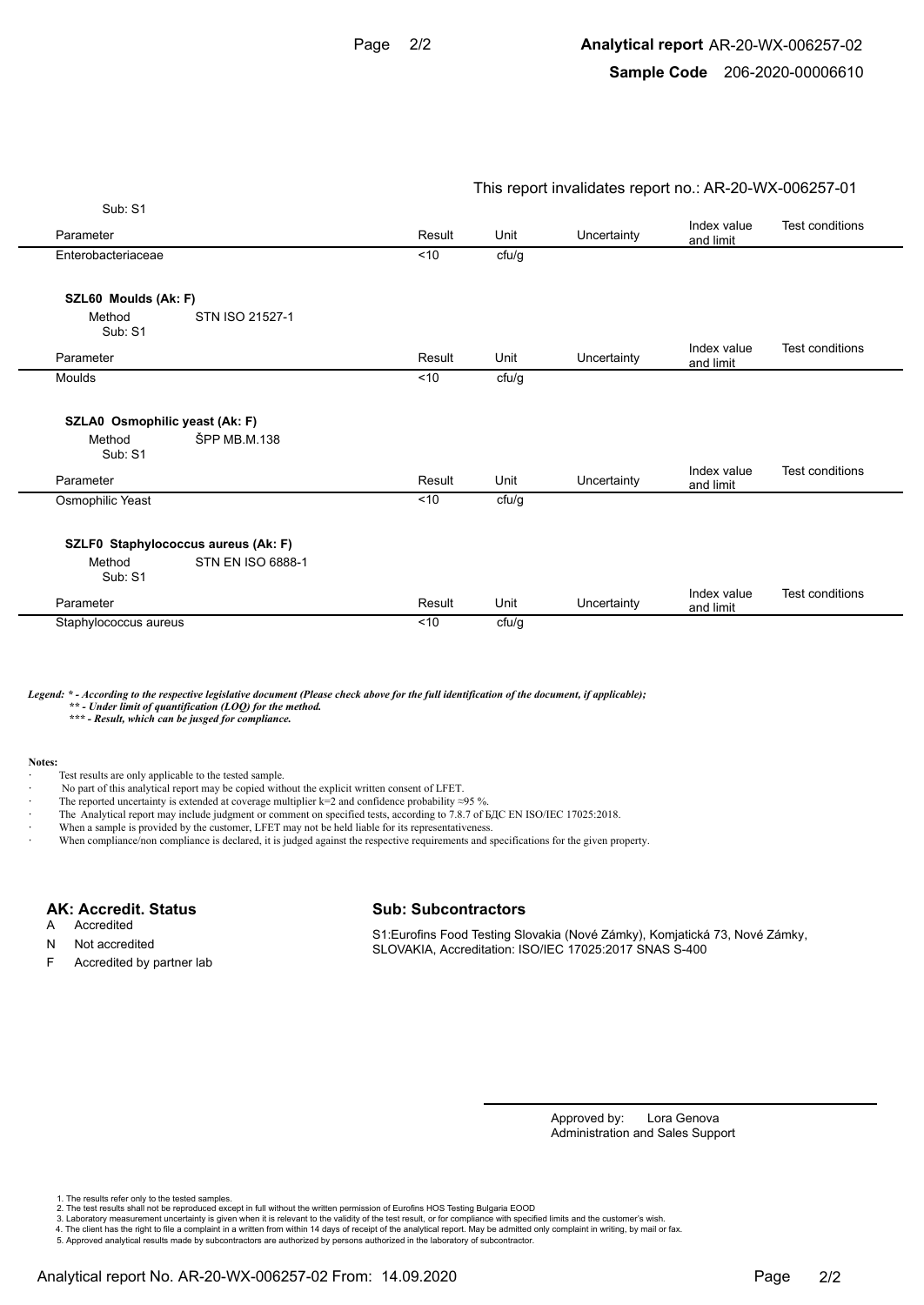This report invalidates report no.: AR-20-WX-006257-01

Sub: S1

| Parameter | Result | Unit | Uncertainty | Index value and limit | Test conditions |
|---|---|---|---|---|---|
| Enterobacteriaceae | <10 | cfu/g | | | |

**SZL60 Moulds (Ak: F)**

Method STN ISO 21527-1
Sub: S1

| Parameter | Result | Unit | Uncertainty | Index value and limit | Test conditions |
|---|---|---|---|---|---|
| Moulds | <10 | cfu/g | | | |

**SZLA0 Osmophilic yeast (Ak: F)**

Method ŠPP MB.M.138
Sub: S1

| Parameter | Result | Unit | Uncertainty | Index value and limit | Test conditions |
|---|---|---|---|---|---|
| Osmophilic Yeast | <10 | cfu/g | | | |

**SZLF0 Staphylococcus aureus (Ak: F)**

Method STN EN ISO 6888-1
Sub: S1

| Parameter | Result | Unit | Uncertainty | Index value and limit | Test conditions |
|---|---|---|---|---|---|
| Staphylococcus aureus | <10 | cfu/g | | | |

***Legend: * - According to the respective legislative document (Please check above for the full identification of the document, if applicable);***
***** - Under limit of quantification (LOQ) for the method.***
****** - Result, which can be jusged for compliance.***

**Notes:**

- Test results are only applicable to the tested sample.
- No part of this analytical report may be copied without the explicit written consent of LFET.
- The reported uncertainty is extended at coverage multiplier k=2 and confidence probability ≈95 %.
- The Analytical report may include judgment or comment on specified tests, according to 7.8.7 of БДС EN ISO/IEC 17025:2018.
- When a sample is provided by the customer, LFET may not be held liable for its representativeness.
- When compliance/non compliance is declared, it is judged against the respective requirements and specifications for the given property.

**AK: Accredit. Status**

- A Accredited
- N Not accredited
- F Accredited by partner lab

**Sub: Subcontractors**

S1:Eurofins Food Testing Slovakia (Nové Zámky), Komjatická 73, Nové Zámky, SLOVAKIA, Accreditation: ISO/IEC 17025:2017 SNAS S-400

Approved by: Lora Genova
Administration and Sales Support

1. The results refer only to the tested samples.
2. The test results shall not be reproduced except in full without the written permission of Eurofins HOS Testing Bulgaria EOOD
3. Laboratory measurement uncertainty is given when it is relevant to the validity of the test result, or for compliance with specified limits and the customer's wish.
4. The client has the right to file a complaint in a written from within 14 days of receipt of the analytical report. May be admitted only complaint in writing, by mail or fax.
5. Approved analytical results made by subcontractors are authorized by persons authorized in the laboratory of subcontractor.

Analytical report No. AR-20-WX-006257-02 From: 14.09.2020